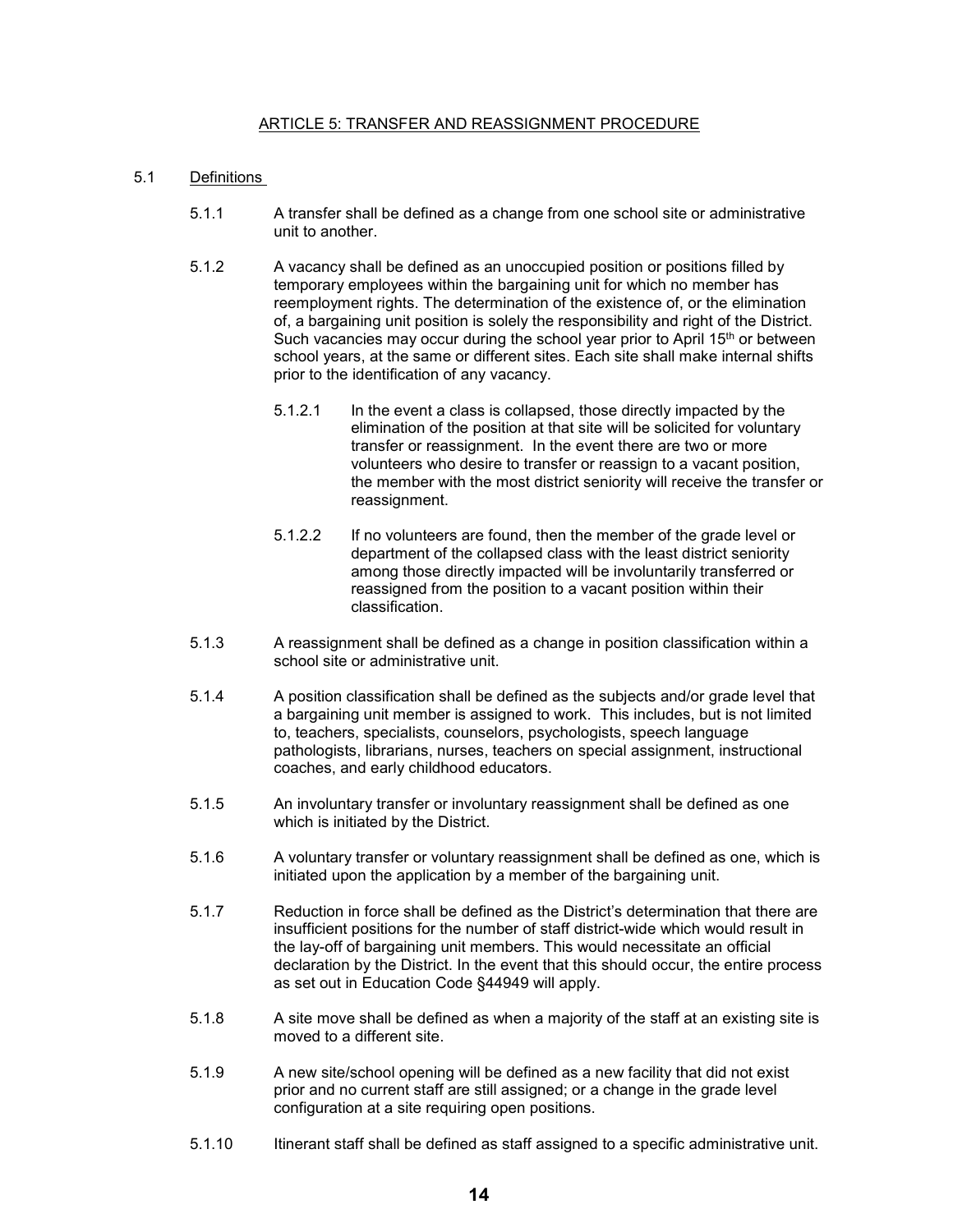## ARTICLE 5: TRANSFER AND REASSIGNMENT PROCEDURE

5.1 Definitions

5.1.1 A transfer shall be defined as a change from one school site or administrative unit to another.

5.1.2 A vacancy shall be defined as an unoccupied position or positions filled by temporary employees within the bargaining unit for which no member has reemployment rights. The determination of the existence of, or the elimination of, a bargaining unit position is solely the responsibility and right of the District. Such vacancies may occur during the school year prior to April 15th or between school years, at the same or different sites. Each site shall make internal shifts prior to the identification of any vacancy.

5.1.2.1 In the event a class is collapsed, those directly impacted by the elimination of the position at that site will be solicited for voluntary transfer or reassignment. In the event there are two or more volunteers who desire to transfer or reassign to a vacant position, the member with the most district seniority will receive the transfer or reassignment.

5.1.2.2 If no volunteers are found, then the member of the grade level or department of the collapsed class with the least district seniority among those directly impacted will be involuntarily transferred or reassigned from the position to a vacant position within their classification.

5.1.3 A reassignment shall be defined as a change in position classification within a school site or administrative unit.

5.1.4 A position classification shall be defined as the subjects and/or grade level that a bargaining unit member is assigned to work. This includes, but is not limited to, teachers, specialists, counselors, psychologists, speech language pathologists, librarians, nurses, teachers on special assignment, instructional coaches, and early childhood educators.

5.1.5 An involuntary transfer or involuntary reassignment shall be defined as one which is initiated by the District.

5.1.6 A voluntary transfer or voluntary reassignment shall be defined as one, which is initiated upon the application by a member of the bargaining unit.

5.1.7 Reduction in force shall be defined as the District's determination that there are insufficient positions for the number of staff district-wide which would result in the lay-off of bargaining unit members. This would necessitate an official declaration by the District. In the event that this should occur, the entire process as set out in Education Code §44949 will apply.

5.1.8 A site move shall be defined as when a majority of the staff at an existing site is moved to a different site.

5.1.9 A new site/school opening will be defined as a new facility that did not exist prior and no current staff are still assigned; or a change in the grade level configuration at a site requiring open positions.

5.1.10 Itinerant staff shall be defined as staff assigned to a specific administrative unit.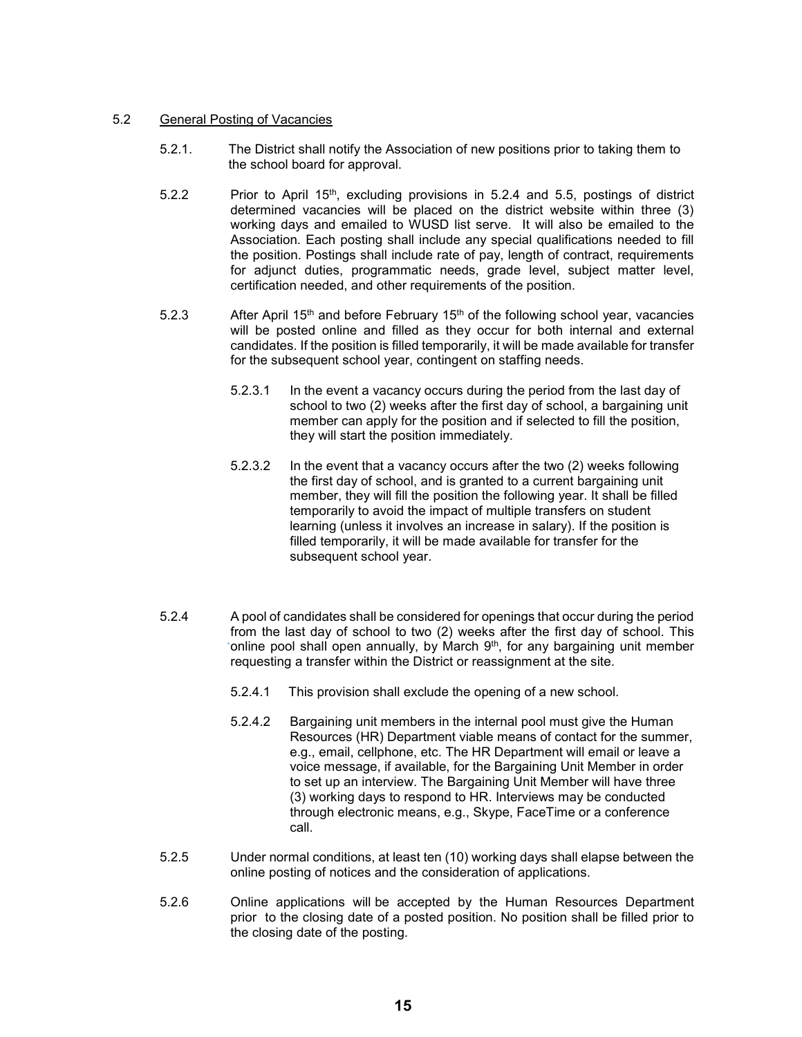## 5.2 General Posting of Vacancies

5.2.1. The District shall notify the Association of new positions prior to taking them to the school board for approval.

5.2.2 Prior to April 15th, excluding provisions in 5.2.4 and 5.5, postings of district determined vacancies will be placed on the district website within three (3) working days and emailed to WUSD list serve. It will also be emailed to the Association. Each posting shall include any special qualifications needed to fill the position. Postings shall include rate of pay, length of contract, requirements for adjunct duties, programmatic needs, grade level, subject matter level, certification needed, and other requirements of the position.

5.2.3 After April 15th and before February 15th of the following school year, vacancies will be posted online and filled as they occur for both internal and external candidates. If the position is filled temporarily, it will be made available for transfer for the subsequent school year, contingent on staffing needs.

5.2.3.1 In the event a vacancy occurs during the period from the last day of school to two (2) weeks after the first day of school, a bargaining unit member can apply for the position and if selected to fill the position, they will start the position immediately.

5.2.3.2 In the event that a vacancy occurs after the two (2) weeks following the first day of school, and is granted to a current bargaining unit member, they will fill the position the following year. It shall be filled temporarily to avoid the impact of multiple transfers on student learning (unless it involves an increase in salary). If the position is filled temporarily, it will be made available for transfer for the subsequent school year.

5.2.4 A pool of candidates shall be considered for openings that occur during the period from the last day of school to two (2) weeks after the first day of school. This online pool shall open annually, by March 9th, for any bargaining unit member requesting a transfer within the District or reassignment at the site.

5.2.4.1 This provision shall exclude the opening of a new school.

5.2.4.2 Bargaining unit members in the internal pool must give the Human Resources (HR) Department viable means of contact for the summer, e.g., email, cellphone, etc. The HR Department will email or leave a voice message, if available, for the Bargaining Unit Member in order to set up an interview. The Bargaining Unit Member will have three (3) working days to respond to HR. Interviews may be conducted through electronic means, e.g., Skype, FaceTime or a conference call.

5.2.5 Under normal conditions, at least ten (10) working days shall elapse between the online posting of notices and the consideration of applications.

5.2.6 Online applications will be accepted by the Human Resources Department prior to the closing date of a posted position. No position shall be filled prior to the closing date of the posting.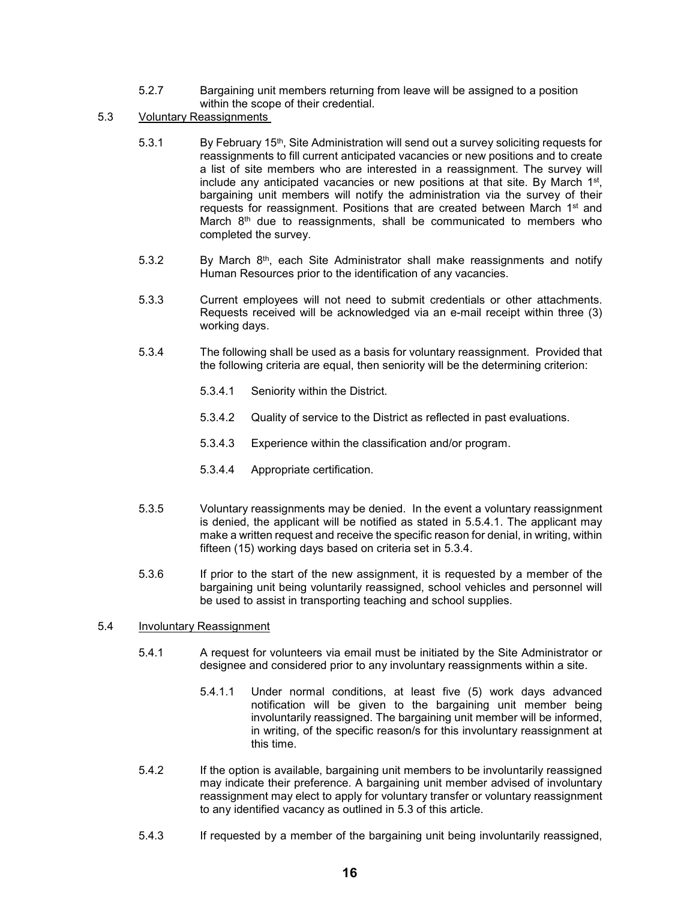5.2.7 Bargaining unit members returning from leave will be assigned to a position within the scope of their credential.

## 5.3 Voluntary Reassignments

5.3.1 By February 15th, Site Administration will send out a survey soliciting requests for reassignments to fill current anticipated vacancies or new positions and to create a list of site members who are interested in a reassignment. The survey will include any anticipated vacancies or new positions at that site. By March 1st, bargaining unit members will notify the administration via the survey of their requests for reassignment. Positions that are created between March 1st and March 8th due to reassignments, shall be communicated to members who completed the survey.

5.3.2 By March 8th, each Site Administrator shall make reassignments and notify Human Resources prior to the identification of any vacancies.

5.3.3 Current employees will not need to submit credentials or other attachments. Requests received will be acknowledged via an e-mail receipt within three (3) working days.

5.3.4 The following shall be used as a basis for voluntary reassignment. Provided that the following criteria are equal, then seniority will be the determining criterion:

- 5.3.4.1 Seniority within the District.
- 5.3.4.2 Quality of service to the District as reflected in past evaluations.
- 5.3.4.3 Experience within the classification and/or program.
- 5.3.4.4 Appropriate certification.

5.3.5 Voluntary reassignments may be denied. In the event a voluntary reassignment is denied, the applicant will be notified as stated in 5.5.4.1. The applicant may make a written request and receive the specific reason for denial, in writing, within fifteen (15) working days based on criteria set in 5.3.4.

5.3.6 If prior to the start of the new assignment, it is requested by a member of the bargaining unit being voluntarily reassigned, school vehicles and personnel will be used to assist in transporting teaching and school supplies.

## 5.4 Involuntary Reassignment

5.4.1 A request for volunteers via email must be initiated by the Site Administrator or designee and considered prior to any involuntary reassignments within a site.

- 5.4.1.1 Under normal conditions, at least five (5) work days advanced notification will be given to the bargaining unit member being involuntarily reassigned. The bargaining unit member will be informed, in writing, of the specific reason/s for this involuntary reassignment at this time.

5.4.2 If the option is available, bargaining unit members to be involuntarily reassigned may indicate their preference. A bargaining unit member advised of involuntary reassignment may elect to apply for voluntary transfer or voluntary reassignment to any identified vacancy as outlined in 5.3 of this article.

5.4.3 If requested by a member of the bargaining unit being involuntarily reassigned,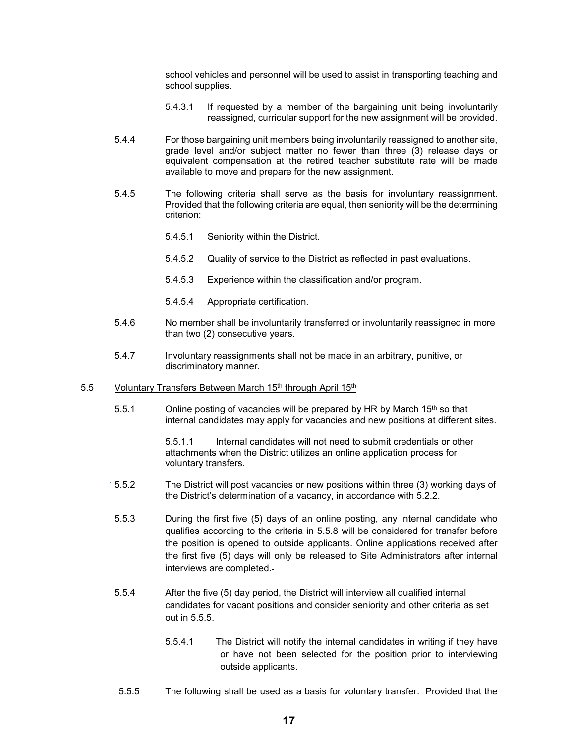school vehicles and personnel will be used to assist in transporting teaching and school supplies.

5.4.3.1 If requested by a member of the bargaining unit being involuntarily reassigned, curricular support for the new assignment will be provided.

5.4.4 For those bargaining unit members being involuntarily reassigned to another site, grade level and/or subject matter no fewer than three (3) release days or equivalent compensation at the retired teacher substitute rate will be made available to move and prepare for the new assignment.

5.4.5 The following criteria shall serve as the basis for involuntary reassignment. Provided that the following criteria are equal, then seniority will be the determining criterion:

5.4.5.1 Seniority within the District.

5.4.5.2 Quality of service to the District as reflected in past evaluations.

5.4.5.3 Experience within the classification and/or program.

5.4.5.4 Appropriate certification.

5.4.6 No member shall be involuntarily transferred or involuntarily reassigned in more than two (2) consecutive years.

5.4.7 Involuntary reassignments shall not be made in an arbitrary, punitive, or discriminatory manner.

5.5 <u>Voluntary Transfers Between March 15th through April 15th</u>

5.5.1 Online posting of vacancies will be prepared by HR by March 15th so that internal candidates may apply for vacancies and new positions at different sites.

5.5.1.1 Internal candidates will not need to submit credentials or other attachments when the District utilizes an online application process for voluntary transfers.

5.5.2 The District will post vacancies or new positions within three (3) working days of the District's determination of a vacancy, in accordance with 5.2.2.

5.5.3 During the first five (5) days of an online posting, any internal candidate who qualifies according to the criteria in 5.5.8 will be considered for transfer before the position is opened to outside applicants. Online applications received after the first five (5) days will only be released to Site Administrators after internal interviews are completed.

5.5.4 After the five (5) day period, the District will interview all qualified internal candidates for vacant positions and consider seniority and other criteria as set out in 5.5.5.

5.5.4.1 The District will notify the internal candidates in writing if they have or have not been selected for the position prior to interviewing outside applicants.

5.5.5 The following shall be used as a basis for voluntary transfer. Provided that the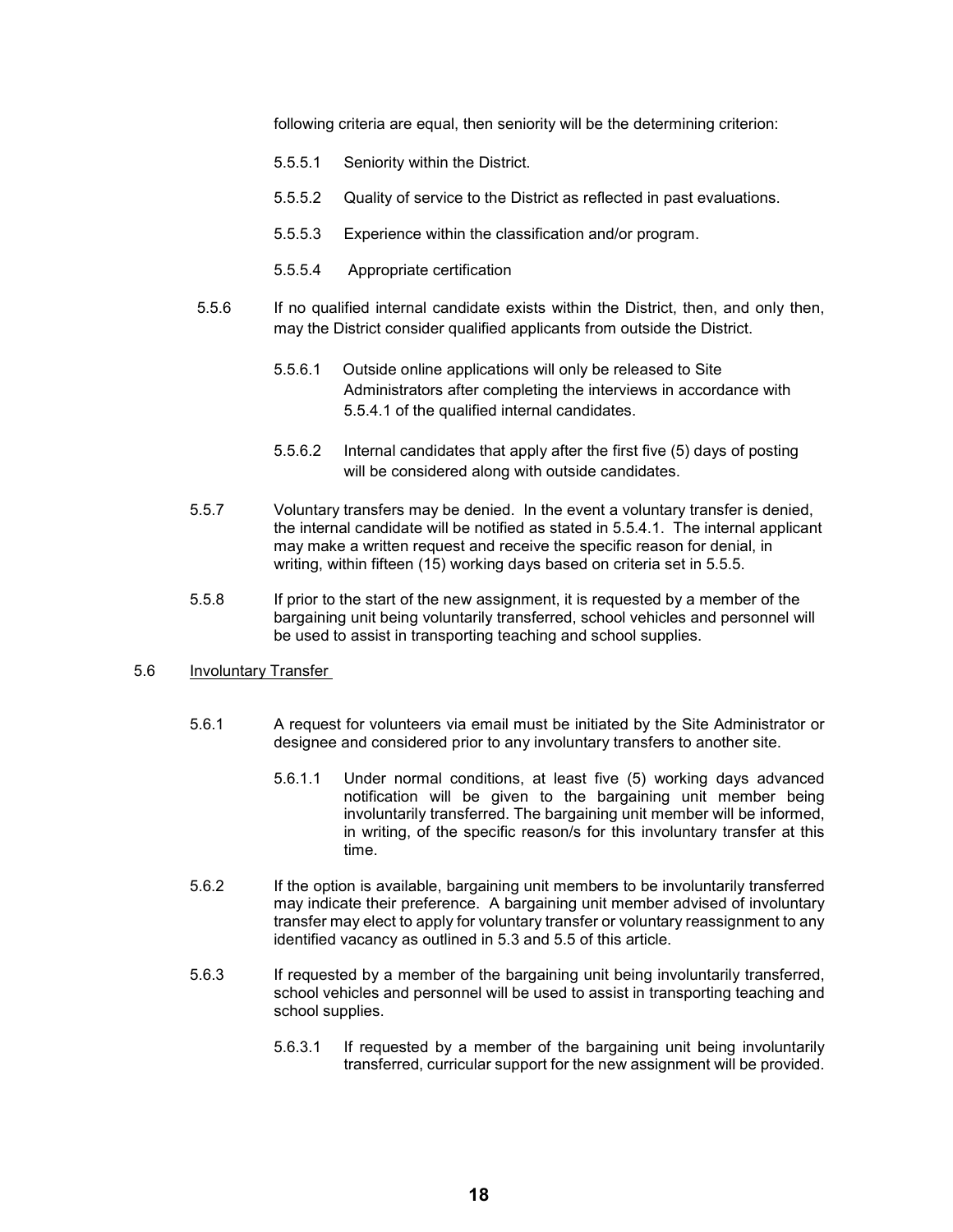following criteria are equal, then seniority will be the determining criterion:

5.5.5.1 Seniority within the District.

5.5.5.2 Quality of service to the District as reflected in past evaluations.

5.5.5.3 Experience within the classification and/or program.

5.5.5.4 Appropriate certification

5.5.6 If no qualified internal candidate exists within the District, then, and only then, may the District consider qualified applicants from outside the District.

5.5.6.1 Outside online applications will only be released to Site Administrators after completing the interviews in accordance with 5.5.4.1 of the qualified internal candidates.

5.5.6.2 Internal candidates that apply after the first five (5) days of posting will be considered along with outside candidates.

5.5.7 Voluntary transfers may be denied. In the event a voluntary transfer is denied, the internal candidate will be notified as stated in 5.5.4.1. The internal applicant may make a written request and receive the specific reason for denial, in writing, within fifteen (15) working days based on criteria set in 5.5.5.

5.5.8 If prior to the start of the new assignment, it is requested by a member of the bargaining unit being voluntarily transferred, school vehicles and personnel will be used to assist in transporting teaching and school supplies.

5.6 <u>Involuntary Transfer</u>

5.6.1 A request for volunteers via email must be initiated by the Site Administrator or designee and considered prior to any involuntary transfers to another site.

5.6.1.1 Under normal conditions, at least five (5) working days advanced notification will be given to the bargaining unit member being involuntarily transferred. The bargaining unit member will be informed, in writing, of the specific reason/s for this involuntary transfer at this time.

5.6.2 If the option is available, bargaining unit members to be involuntarily transferred may indicate their preference. A bargaining unit member advised of involuntary transfer may elect to apply for voluntary transfer or voluntary reassignment to any identified vacancy as outlined in 5.3 and 5.5 of this article.

5.6.3 If requested by a member of the bargaining unit being involuntarily transferred, school vehicles and personnel will be used to assist in transporting teaching and school supplies.

5.6.3.1 If requested by a member of the bargaining unit being involuntarily transferred, curricular support for the new assignment will be provided.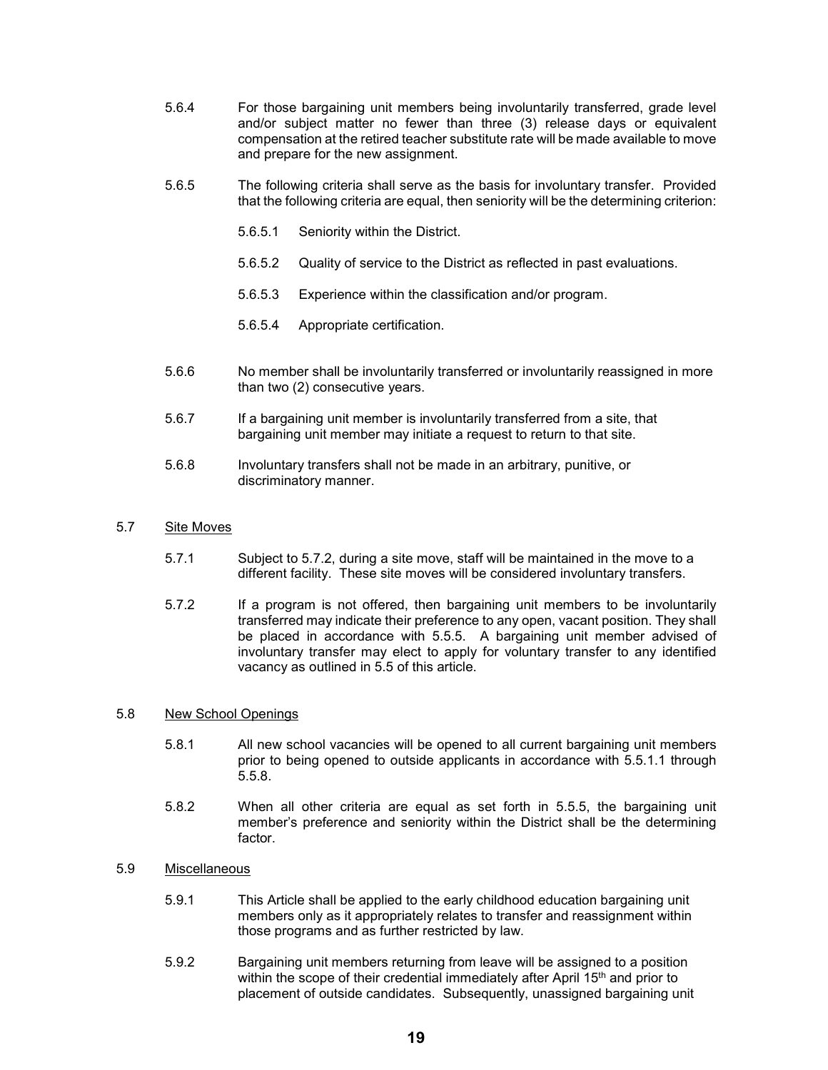5.6.4 For those bargaining unit members being involuntarily transferred, grade level and/or subject matter no fewer than three (3) release days or equivalent compensation at the retired teacher substitute rate will be made available to move and prepare for the new assignment.

5.6.5 The following criteria shall serve as the basis for involuntary transfer. Provided that the following criteria are equal, then seniority will be the determining criterion:

5.6.5.1 Seniority within the District.

5.6.5.2 Quality of service to the District as reflected in past evaluations.

5.6.5.3 Experience within the classification and/or program.

5.6.5.4 Appropriate certification.

5.6.6 No member shall be involuntarily transferred or involuntarily reassigned in more than two (2) consecutive years.

5.6.7 If a bargaining unit member is involuntarily transferred from a site, that bargaining unit member may initiate a request to return to that site.

5.6.8 Involuntary transfers shall not be made in an arbitrary, punitive, or discriminatory manner.

5.7 Site Moves

5.7.1 Subject to 5.7.2, during a site move, staff will be maintained in the move to a different facility. These site moves will be considered involuntary transfers.

5.7.2 If a program is not offered, then bargaining unit members to be involuntarily transferred may indicate their preference to any open, vacant position. They shall be placed in accordance with 5.5.5. A bargaining unit member advised of involuntary transfer may elect to apply for voluntary transfer to any identified vacancy as outlined in 5.5 of this article.

5.8 New School Openings

5.8.1 All new school vacancies will be opened to all current bargaining unit members prior to being opened to outside applicants in accordance with 5.5.1.1 through 5.5.8.

5.8.2 When all other criteria are equal as set forth in 5.5.5, the bargaining unit member's preference and seniority within the District shall be the determining factor.

5.9 Miscellaneous

5.9.1 This Article shall be applied to the early childhood education bargaining unit members only as it appropriately relates to transfer and reassignment within those programs and as further restricted by law.

5.9.2 Bargaining unit members returning from leave will be assigned to a position within the scope of their credential immediately after April 15th and prior to placement of outside candidates. Subsequently, unassigned bargaining unit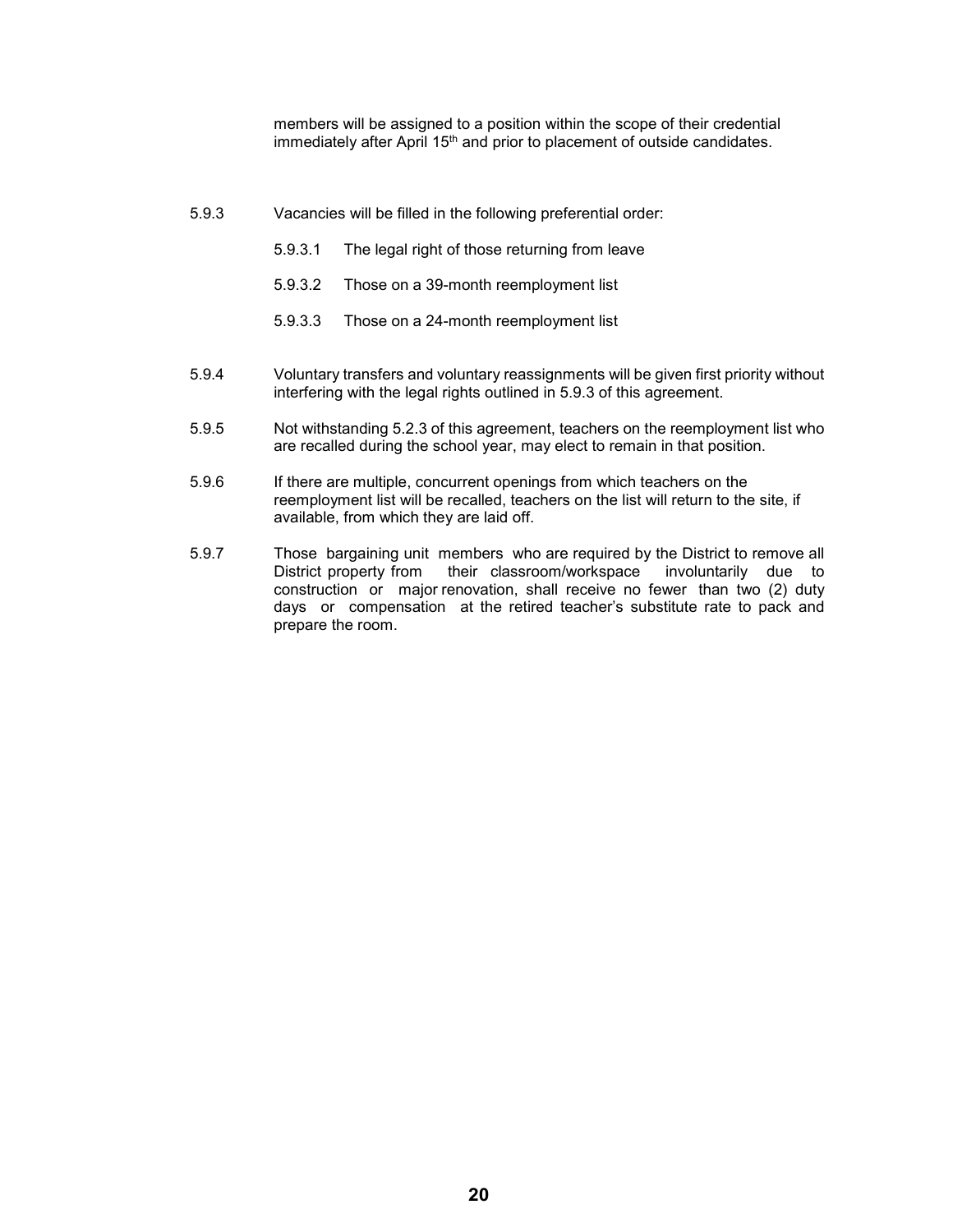members will be assigned to a position within the scope of their credential immediately after April 15th and prior to placement of outside candidates.

5.9.3 Vacancies will be filled in the following preferential order:

5.9.3.1 The legal right of those returning from leave

5.9.3.2 Those on a 39-month reemployment list

5.9.3.3 Those on a 24-month reemployment list

5.9.4 Voluntary transfers and voluntary reassignments will be given first priority without interfering with the legal rights outlined in 5.9.3 of this agreement.

5.9.5 Not withstanding 5.2.3 of this agreement, teachers on the reemployment list who are recalled during the school year, may elect to remain in that position.

5.9.6 If there are multiple, concurrent openings from which teachers on the reemployment list will be recalled, teachers on the list will return to the site, if available, from which they are laid off.

5.9.7 Those bargaining unit members who are required by the District to remove all District property from their classroom/workspace involuntarily due to construction or major renovation, shall receive no fewer than two (2) duty days or compensation at the retired teacher's substitute rate to pack and prepare the room.